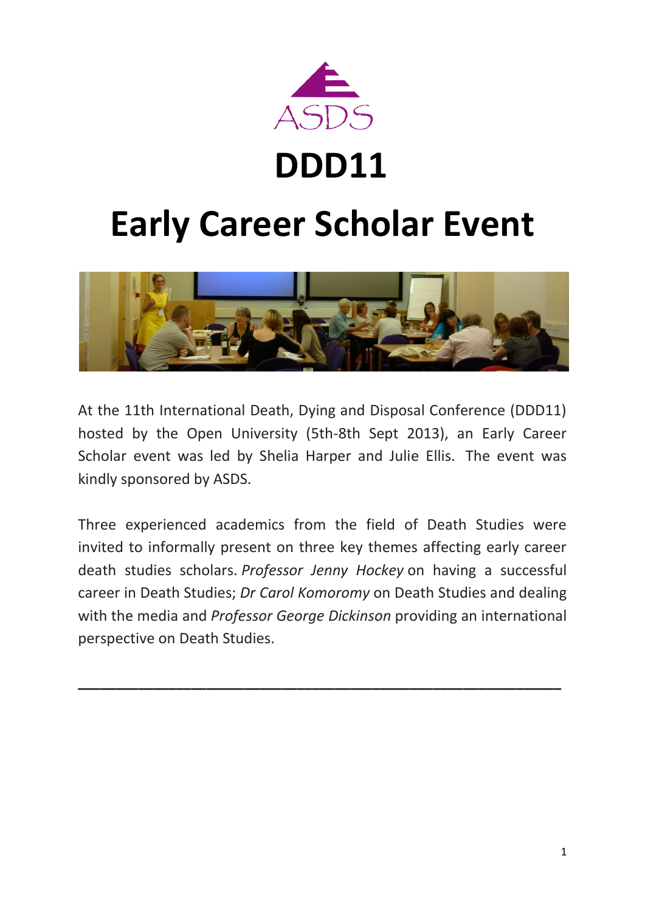# DDD11

# Early Career Scholar Event

At the 11th International Death, Dying and Disposal Conference (DDD11) hosted by the Open University (5th-8th Sept 2013), an Early Career Scholar event was led by Shelia Harper and Julie Ellis. The event was kindly sponsored by ASDS.

Three experienced academics from the field of Death Studies were invited to informally present on three key themes affecting early career death studies scholars. *Professor Jenny Hockey* on having a successful career in Death Studies; *Dr Carol Komoromy* on Death Studies and dealing with the media and *Professor George Dickinson* providing an international perspective on Death Studies.

---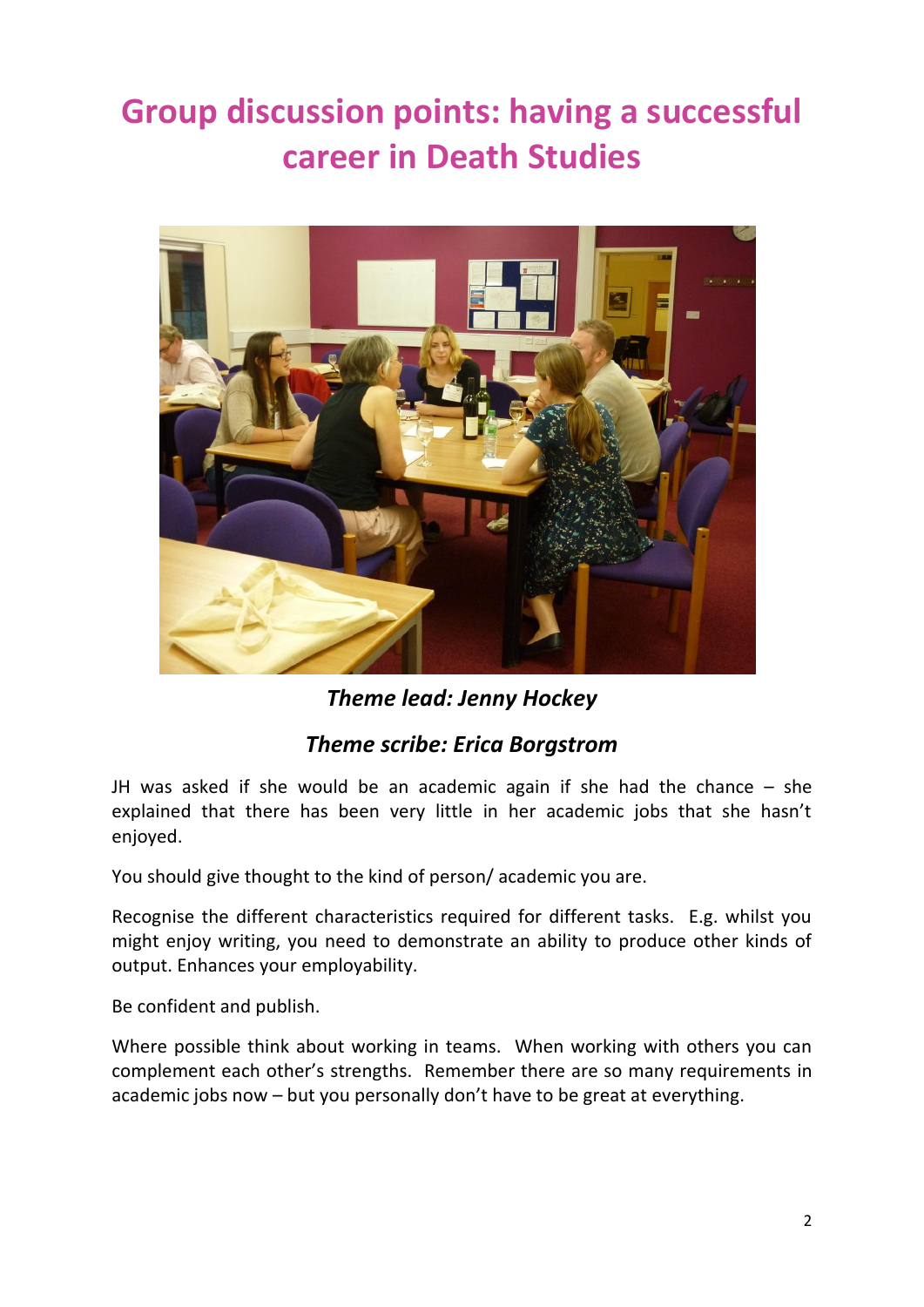# Group discussion points: having a successful career in Death Studies

***Theme lead: Jenny Hockey***

***Theme scribe: Erica Borgstrom***

JH was asked if she would be an academic again if she had the chance – she explained that there has been very little in her academic jobs that she hasn't enjoyed.

You should give thought to the kind of person/ academic you are.

Recognise the different characteristics required for different tasks. E.g. whilst you might enjoy writing, you need to demonstrate an ability to produce other kinds of output. Enhances your employability.

Be confident and publish.

Where possible think about working in teams. When working with others you can complement each other's strengths. Remember there are so many requirements in academic jobs now – but you personally don't have to be great at everything.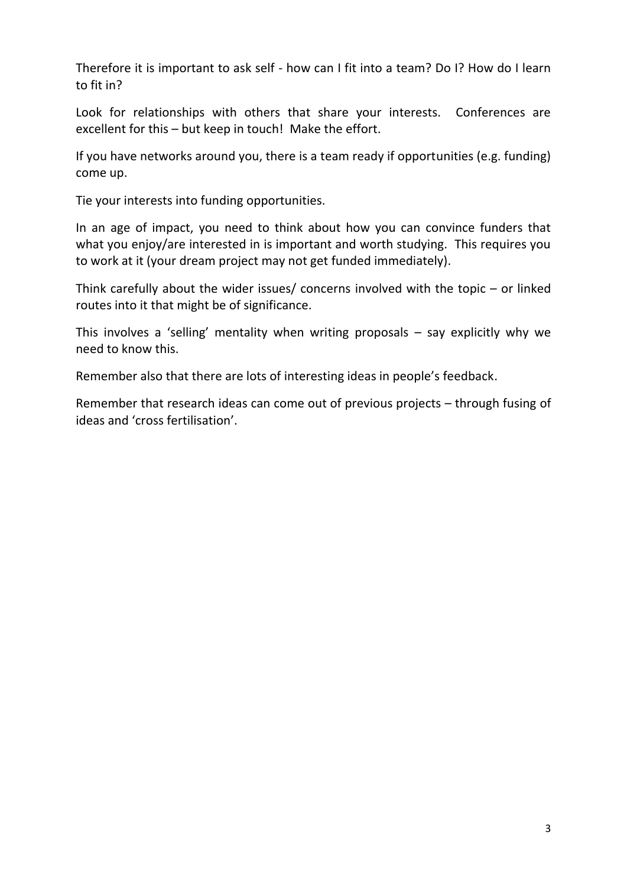Therefore it is important to ask self - how can I fit into a team? Do I? How do I learn to fit in?

Look for relationships with others that share your interests. Conferences are excellent for this – but keep in touch! Make the effort.

If you have networks around you, there is a team ready if opportunities (e.g. funding) come up.

Tie your interests into funding opportunities.

In an age of impact, you need to think about how you can convince funders that what you enjoy/are interested in is important and worth studying. This requires you to work at it (your dream project may not get funded immediately).

Think carefully about the wider issues/ concerns involved with the topic – or linked routes into it that might be of significance.

This involves a 'selling' mentality when writing proposals – say explicitly why we need to know this.

Remember also that there are lots of interesting ideas in people's feedback.

Remember that research ideas can come out of previous projects – through fusing of ideas and 'cross fertilisation'.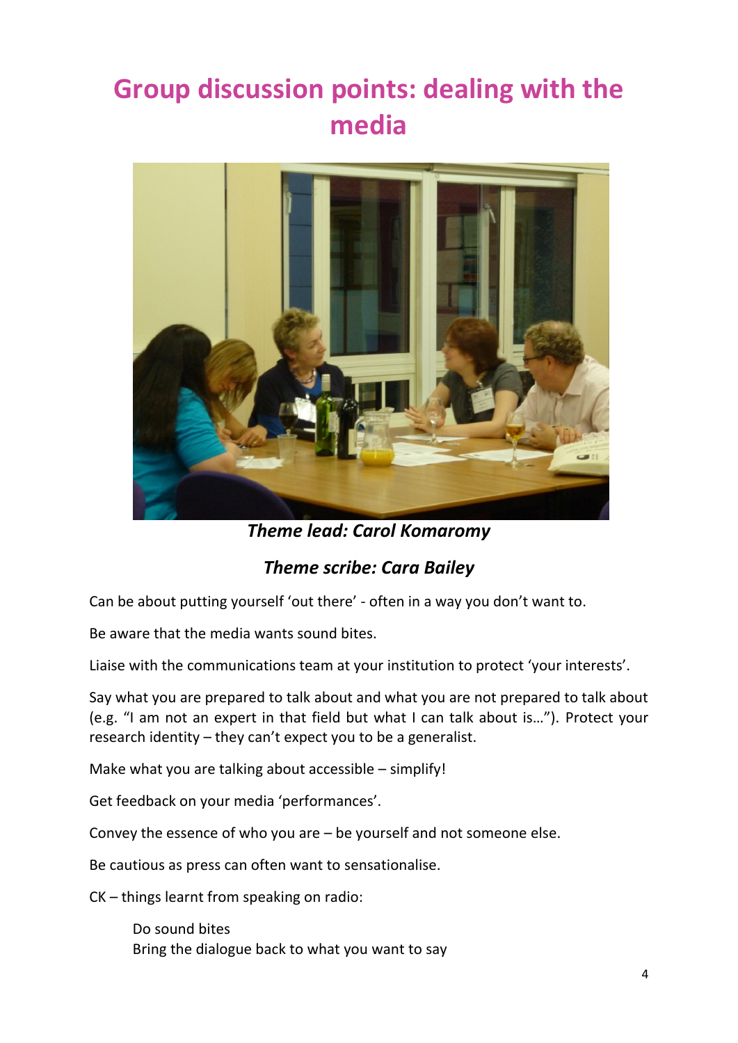# Group discussion points: dealing with the media

***Theme lead: Carol Komaromy***

***Theme scribe: Cara Bailey***

Can be about putting yourself 'out there' - often in a way you don't want to.

Be aware that the media wants sound bites.

Liaise with the communications team at your institution to protect 'your interests'.

Say what you are prepared to talk about and what you are not prepared to talk about (e.g. "I am not an expert in that field but what I can talk about is…"). Protect your research identity – they can't expect you to be a generalist.

Make what you are talking about accessible – simplify!

Get feedback on your media 'performances'.

Convey the essence of who you are – be yourself and not someone else.

Be cautious as press can often want to sensationalise.

CK – things learnt from speaking on radio:

Do sound bites
Bring the dialogue back to what you want to say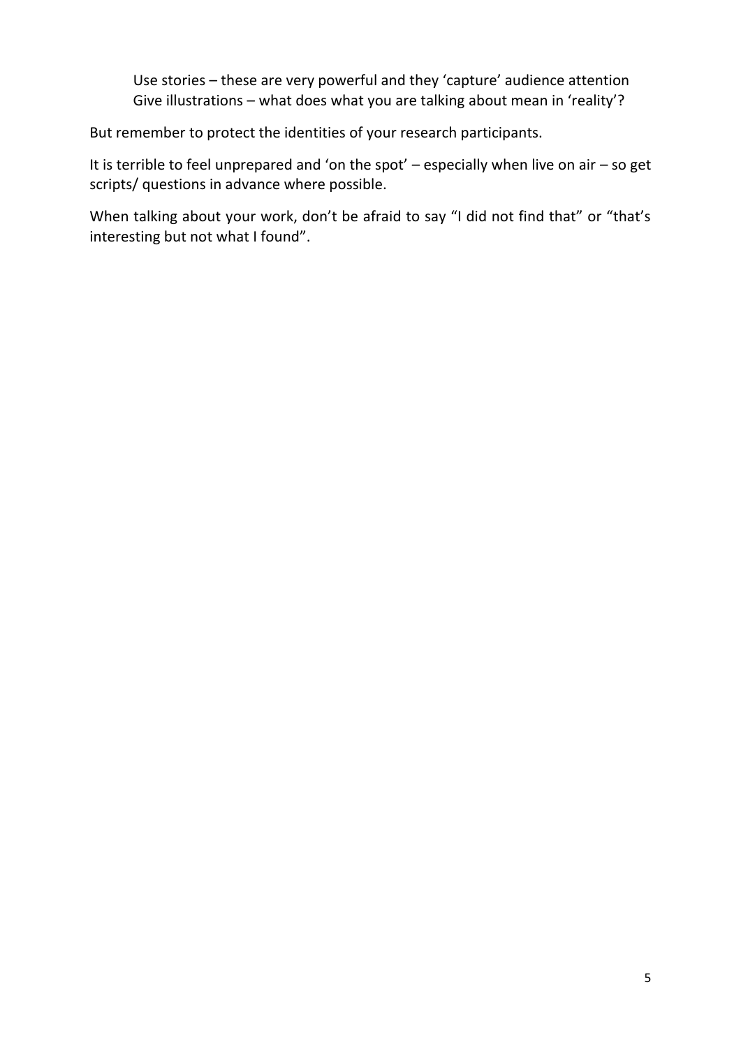Use stories – these are very powerful and they 'capture' audience attention
Give illustrations – what does what you are talking about mean in 'reality'?

But remember to protect the identities of your research participants.

It is terrible to feel unprepared and 'on the spot' – especially when live on air – so get scripts/ questions in advance where possible.

When talking about your work, don't be afraid to say "I did not find that" or "that's interesting but not what I found".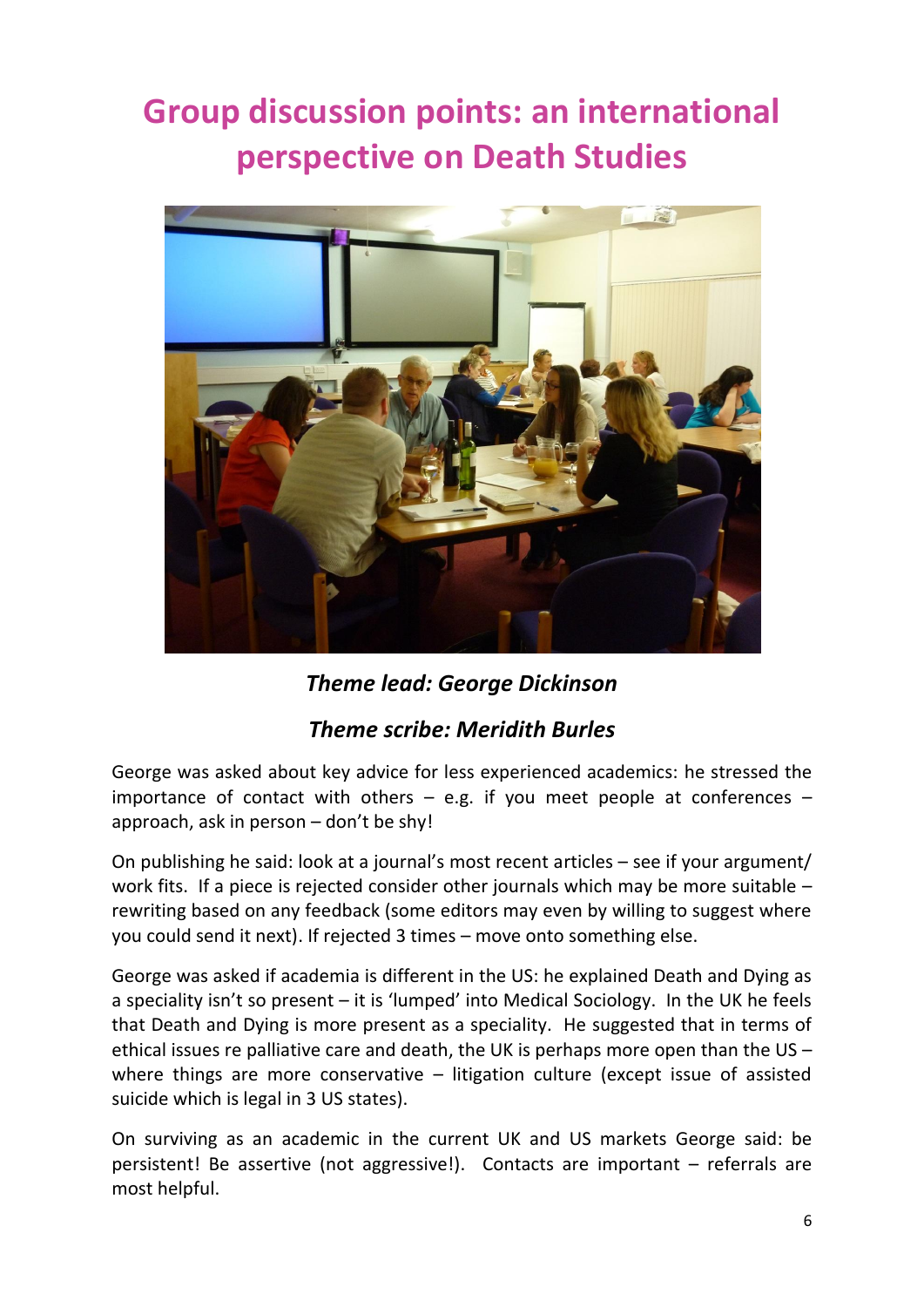# Group discussion points: an international perspective on Death Studies

***Theme lead: George Dickinson***

***Theme scribe: Meridith Burles***

George was asked about key advice for less experienced academics: he stressed the importance of contact with others – e.g. if you meet people at conferences – approach, ask in person – don't be shy!

On publishing he said: look at a journal's most recent articles – see if your argument/ work fits. If a piece is rejected consider other journals which may be more suitable – rewriting based on any feedback (some editors may even by willing to suggest where you could send it next). If rejected 3 times – move onto something else.

George was asked if academia is different in the US: he explained Death and Dying as a speciality isn't so present – it is 'lumped' into Medical Sociology. In the UK he feels that Death and Dying is more present as a speciality. He suggested that in terms of ethical issues re palliative care and death, the UK is perhaps more open than the US – where things are more conservative – litigation culture (except issue of assisted suicide which is legal in 3 US states).

On surviving as an academic in the current UK and US markets George said: be persistent! Be assertive (not aggressive!). Contacts are important – referrals are most helpful.